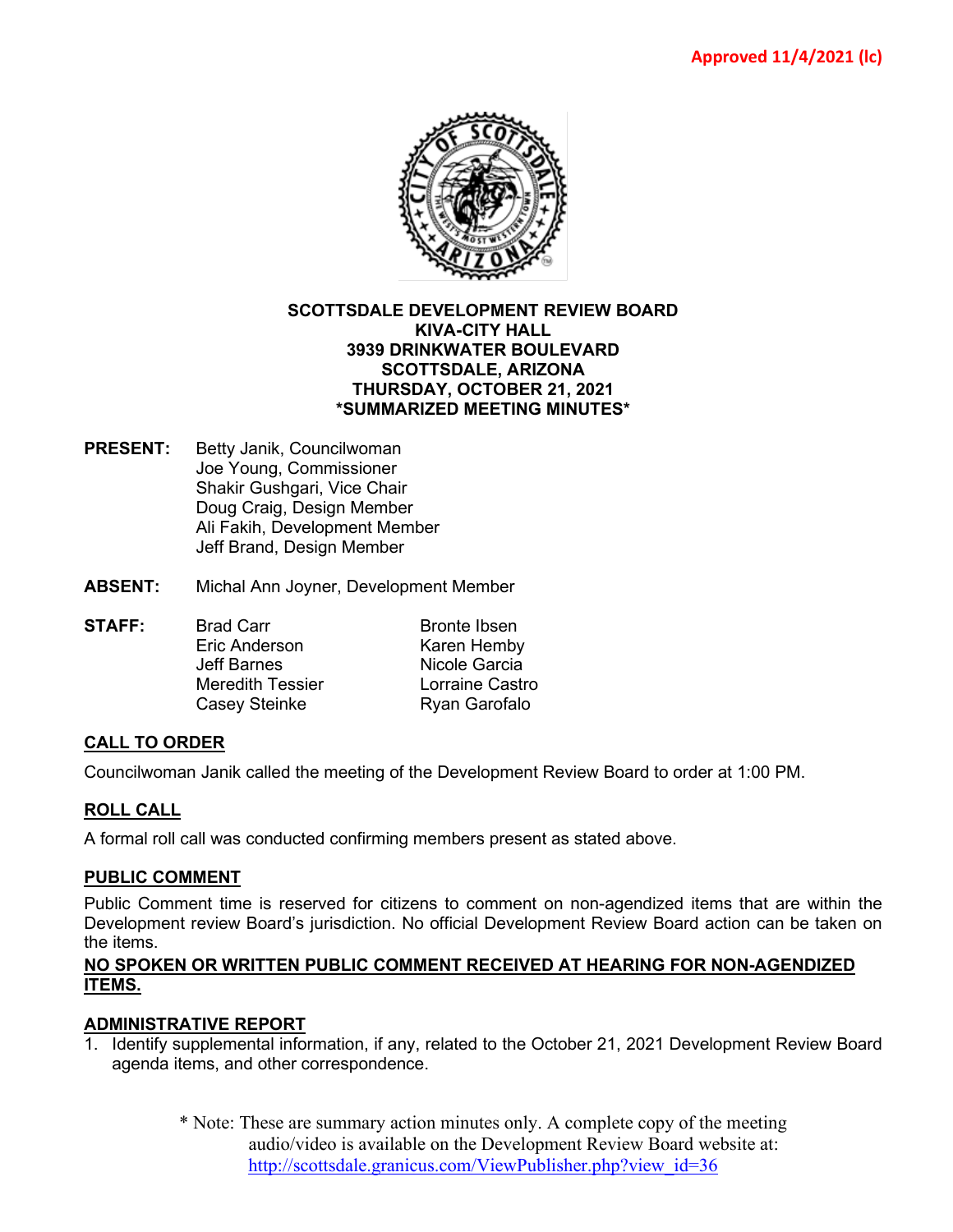Approved 11/4/2021 (lc)

**SCOTTSDALE DEVELOPMENT REVIEW BOARD**
**KIVA-CITY HALL**
**3939 DRINKWATER BOULEVARD**
**SCOTTSDALE, ARIZONA**
**THURSDAY, OCTOBER 21, 2021**
***SUMMARIZED MEETING MINUTES***

**PRESENT:** Betty Janik, Councilwoman
Joe Young, Commissioner
Shakir Gushgari, Vice Chair
Doug Craig, Design Member
Ali Fakih, Development Member
Jeff Brand, Design Member

**ABSENT:** Michal Ann Joyner, Development Member

**STAFF:**

| | |
|---|---|
| Brad Carr | Bronte Ibsen |
| Eric Anderson | Karen Hemby |
| Jeff Barnes | Nicole Garcia |
| Meredith Tessier | Lorraine Castro |
| Casey Steinke | Ryan Garofalo |

## CALL TO ORDER

Councilwoman Janik called the meeting of the Development Review Board to order at 1:00 PM.

## ROLL CALL

A formal roll call was conducted confirming members present as stated above.

## PUBLIC COMMENT

Public Comment time is reserved for citizens to comment on non-agendized items that are within the Development review Board's jurisdiction. No official Development Review Board action can be taken on the items.

**NO SPOKEN OR WRITTEN PUBLIC COMMENT RECEIVED AT HEARING FOR NON-AGENDIZED ITEMS.**

## ADMINISTRATIVE REPORT

1. Identify supplemental information, if any, related to the October 21, 2021 Development Review Board agenda items, and other correspondence.

\* Note: These are summary action minutes only. A complete copy of the meeting audio/video is available on the Development Review Board website at: http://scottsdale.granicus.com/ViewPublisher.php?view_id=36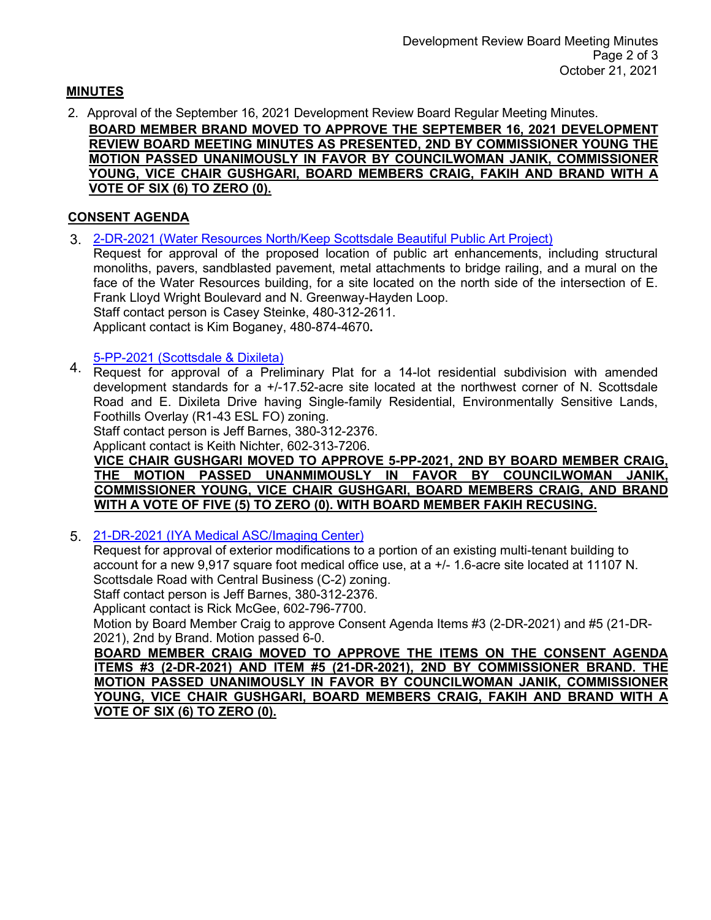## MINUTES

2. Approval of the September 16, 2021 Development Review Board Regular Meeting Minutes.

   **BOARD MEMBER BRAND MOVED TO APPROVE THE SEPTEMBER 16, 2021 DEVELOPMENT REVIEW BOARD MEETING MINUTES AS PRESENTED, 2ND BY COMMISSIONER YOUNG THE MOTION PASSED UNANIMOUSLY IN FAVOR BY COUNCILWOMAN JANIK, COMMISSIONER YOUNG, VICE CHAIR GUSHGARI, BOARD MEMBERS CRAIG, FAKIH AND BRAND WITH A VOTE OF SIX (6) TO ZERO (0).**

## CONSENT AGENDA

3. 2-DR-2021 (Water Resources North/Keep Scottsdale Beautiful Public Art Project)

   Request for approval of the proposed location of public art enhancements, including structural monoliths, pavers, sandblasted pavement, metal attachments to bridge railing, and a mural on the face of the Water Resources building, for a site located on the north side of the intersection of E. Frank Lloyd Wright Boulevard and N. Greenway-Hayden Loop.
   Staff contact person is Casey Steinke, 480-312-2611.
   Applicant contact is Kim Boganey, 480-874-4670**.**

4. 5-PP-2021 (Scottsdale & Dixileta)

   Request for approval of a Preliminary Plat for a 14-lot residential subdivision with amended development standards for a +/-17.52-acre site located at the northwest corner of N. Scottsdale Road and E. Dixileta Drive having Single-family Residential, Environmentally Sensitive Lands, Foothills Overlay (R1-43 ESL FO) zoning.
   Staff contact person is Jeff Barnes, 380-312-2376.
   Applicant contact is Keith Nichter, 602-313-7206.

   **VICE CHAIR GUSHGARI MOVED TO APPROVE 5-PP-2021, 2ND BY BOARD MEMBER CRAIG, THE MOTION PASSED UNANMIMOUSLY IN FAVOR BY COUNCILWOMAN JANIK, COMMISSIONER YOUNG, VICE CHAIR GUSHGARI, BOARD MEMBERS CRAIG, AND BRAND WITH A VOTE OF FIVE (5) TO ZERO (0). WITH BOARD MEMBER FAKIH RECUSING.**

5. 21-DR-2021 (IYA Medical ASC/Imaging Center)

   Request for approval of exterior modifications to a portion of an existing multi-tenant building to account for a new 9,917 square foot medical office use, at a +/- 1.6-acre site located at 11107 N. Scottsdale Road with Central Business (C-2) zoning.
   Staff contact person is Jeff Barnes, 380-312-2376.
   Applicant contact is Rick McGee, 602-796-7700.
   Motion by Board Member Craig to approve Consent Agenda Items #3 (2-DR-2021) and #5 (21-DR-2021), 2nd by Brand. Motion passed 6-0.

   **BOARD MEMBER CRAIG MOVED TO APPROVE THE ITEMS ON THE CONSENT AGENDA ITEMS #3 (2-DR-2021) AND ITEM #5 (21-DR-2021), 2ND BY COMMISSIONER BRAND. THE MOTION PASSED UNANIMOUSLY IN FAVOR BY COUNCILWOMAN JANIK, COMMISSIONER YOUNG, VICE CHAIR GUSHGARI, BOARD MEMBERS CRAIG, FAKIH AND BRAND WITH A VOTE OF SIX (6) TO ZERO (0).**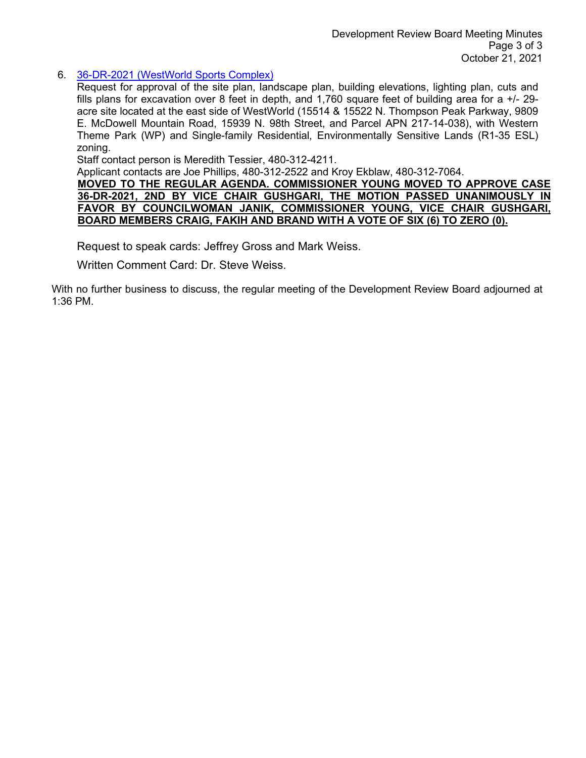6. [36-DR-2021 (WestWorld Sports Complex)]

   Request for approval of the site plan, landscape plan, building elevations, lighting plan, cuts and fills plans for excavation over 8 feet in depth, and 1,760 square feet of building area for a +/- 29-acre site located at the east side of WestWorld (15514 & 15522 N. Thompson Peak Parkway, 9809 E. McDowell Mountain Road, 15939 N. 98th Street, and Parcel APN 217-14-038), with Western Theme Park (WP) and Single-family Residential, Environmentally Sensitive Lands (R1-35 ESL) zoning.

   Staff contact person is Meredith Tessier, 480-312-4211.

   Applicant contacts are Joe Phillips, 480-312-2522 and Kroy Ekblaw, 480-312-7064.

   **MOVED TO THE REGULAR AGENDA. COMMISSIONER YOUNG MOVED TO APPROVE CASE 36-DR-2021, 2ND BY VICE CHAIR GUSHGARI, THE MOTION PASSED UNANIMOUSLY IN FAVOR BY COUNCILWOMAN JANIK, COMMISSIONER YOUNG, VICE CHAIR GUSHGARI, BOARD MEMBERS CRAIG, FAKIH AND BRAND WITH A VOTE OF SIX (6) TO ZERO (0).**

   Request to speak cards: Jeffrey Gross and Mark Weiss.

   Written Comment Card: Dr. Steve Weiss.

With no further business to discuss, the regular meeting of the Development Review Board adjourned at 1:36 PM.